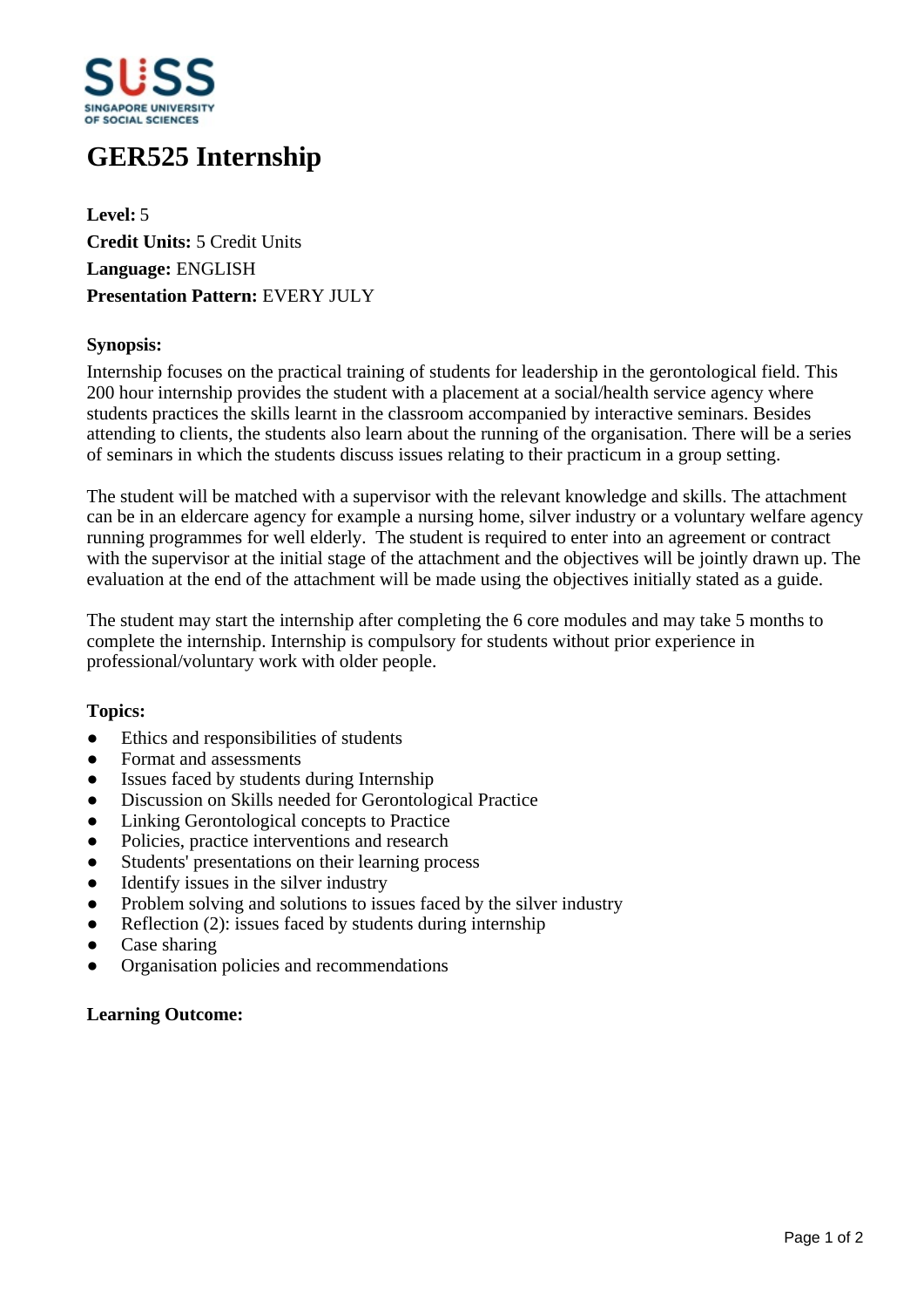# GER525 Internship

**Level:** 5
**Credit Units:** 5 Credit Units
**Language:** ENGLISH
**Presentation Pattern:** EVERY JULY

**Synopsis:**

Internship focuses on the practical training of students for leadership in the gerontological field. This 200 hour internship provides the student with a placement at a social/health service agency where students practices the skills learnt in the classroom accompanied by interactive seminars. Besides attending to clients, the students also learn about the running of the organisation. There will be a series of seminars in which the students discuss issues relating to their practicum in a group setting.

The student will be matched with a supervisor with the relevant knowledge and skills. The attachment can be in an eldercare agency for example a nursing home, silver industry or a voluntary welfare agency running programmes for well elderly. The student is required to enter into an agreement or contract with the supervisor at the initial stage of the attachment and the objectives will be jointly drawn up. The evaluation at the end of the attachment will be made using the objectives initially stated as a guide.

The student may start the internship after completing the 6 core modules and may take 5 months to complete the internship. Internship is compulsory for students without prior experience in professional/voluntary work with older people.

**Topics:**

- Ethics and responsibilities of students
- Format and assessments
- Issues faced by students during Internship
- Discussion on Skills needed for Gerontological Practice
- Linking Gerontological concepts to Practice
- Policies, practice interventions and research
- Students' presentations on their learning process
- Identify issues in the silver industry
- Problem solving and solutions to issues faced by the silver industry
- Reflection (2): issues faced by students during internship
- Case sharing
- Organisation policies and recommendations

**Learning Outcome:**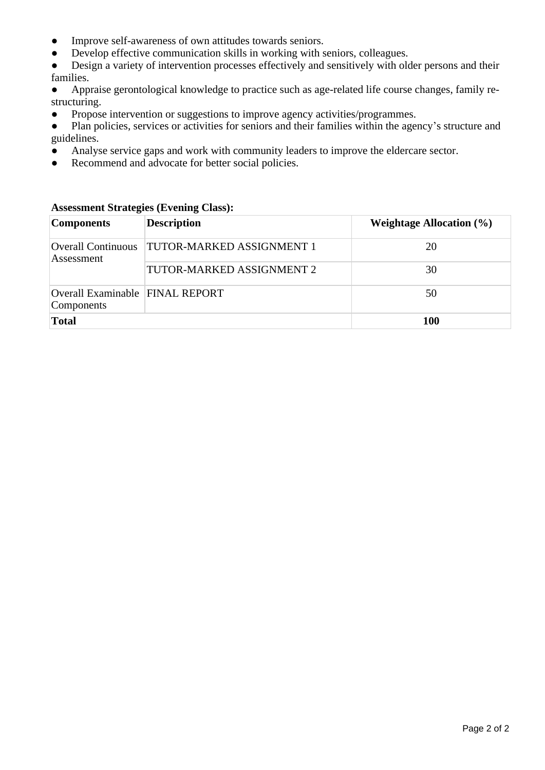- Improve self-awareness of own attitudes towards seniors.
- Develop effective communication skills in working with seniors, colleagues.
- Design a variety of intervention processes effectively and sensitively with older persons and their families.
- Appraise gerontological knowledge to practice such as age-related life course changes, family re-structuring.
- Propose intervention or suggestions to improve agency activities/programmes.
- Plan policies, services or activities for seniors and their families within the agency's structure and guidelines.
- Analyse service gaps and work with community leaders to improve the eldercare sector.
- Recommend and advocate for better social policies.

**Assessment Strategies (Evening Class):**

| **Components** | **Description** | **Weightage Allocation (%)** |
|---|---|---|
| Overall Continuous Assessment | TUTOR-MARKED ASSIGNMENT 1 | 20 |
| | TUTOR-MARKED ASSIGNMENT 2 | 30 |
| Overall Examinable Components | FINAL REPORT | 50 |
| **Total** | | **100** |